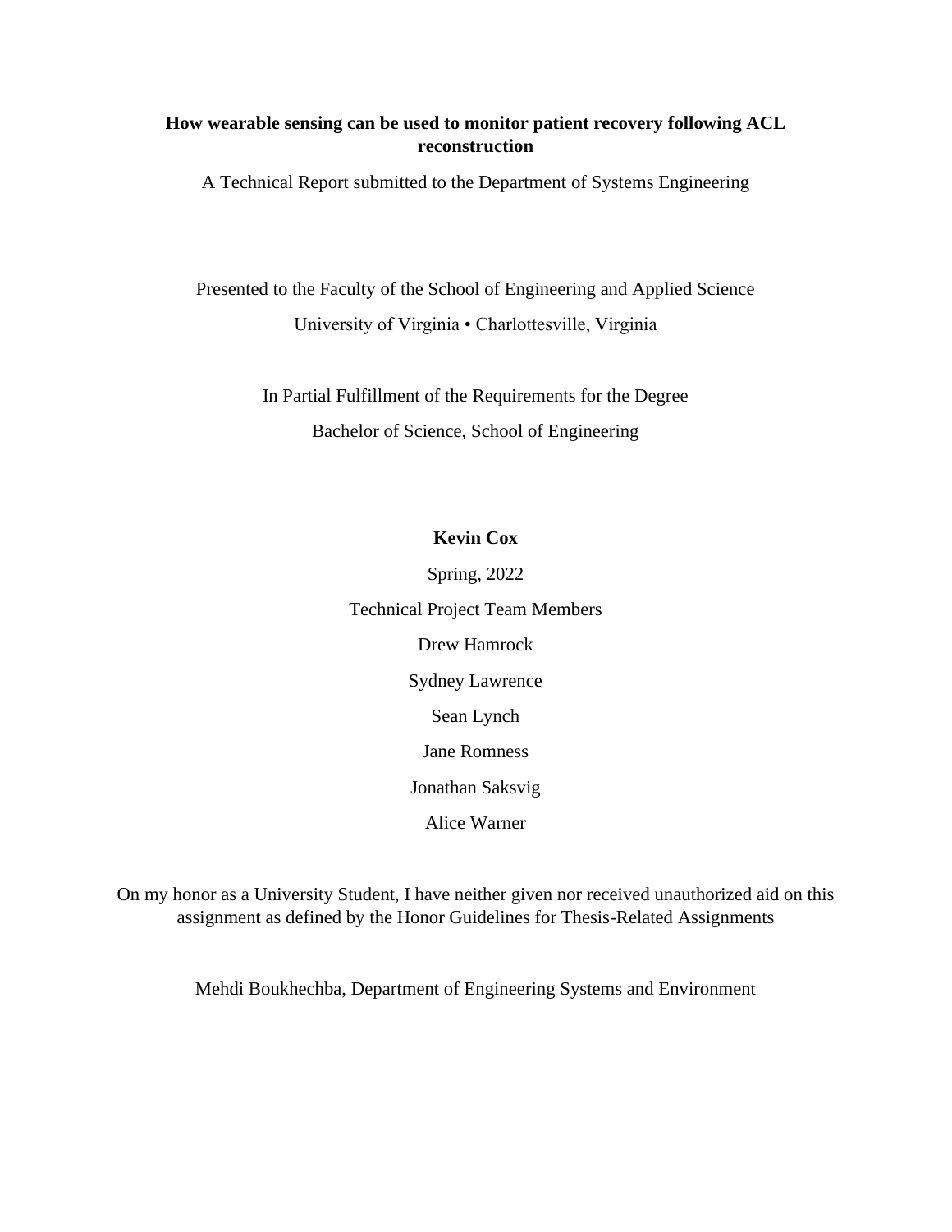**How wearable sensing can be used to monitor patient recovery following ACL reconstruction**

A Technical Report submitted to the Department of Systems Engineering

Presented to the Faculty of the School of Engineering and Applied Science

University of Virginia • Charlottesville, Virginia

In Partial Fulfillment of the Requirements for the Degree

Bachelor of Science, School of Engineering

**Kevin Cox**

Spring, 2022

Technical Project Team Members

Drew Hamrock

Sydney Lawrence

Sean Lynch

Jane Romness

Jonathan Saksvig

Alice Warner

On my honor as a University Student, I have neither given nor received unauthorized aid on this assignment as defined by the Honor Guidelines for Thesis-Related Assignments

Mehdi Boukhechba, Department of Engineering Systems and Environment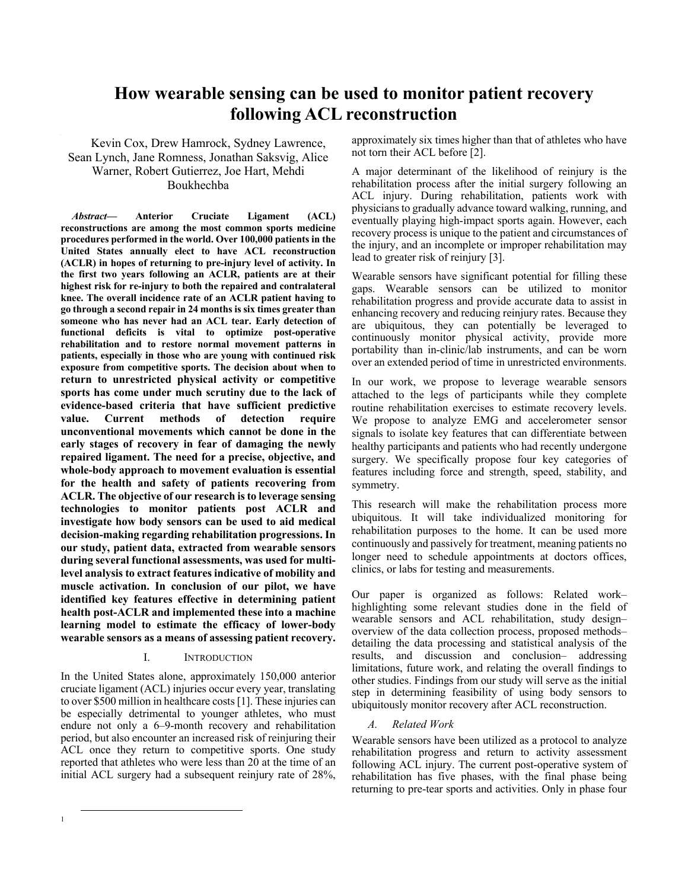# How wearable sensing can be used to monitor patient recovery following ACL reconstruction

Kevin Cox, Drew Hamrock, Sydney Lawrence, Sean Lynch, Jane Romness, Jonathan Saksvig, Alice Warner, Robert Gutierrez, Joe Hart, Mehdi Boukhechba

***Abstract*— Anterior Cruciate Ligament (ACL) reconstructions are among the most common sports medicine procedures performed in the world. Over 100,000 patients in the United States annually elect to have ACL reconstruction (ACLR) in hopes of returning to pre-injury level of activity. In the first two years following an ACLR, patients are at their highest risk for re-injury to both the repaired and contralateral knee. The overall incidence rate of an ACLR patient having to go through a second repair in 24 months is six times greater than someone who has never had an ACL tear. Early detection of functional deficits is vital to optimize post-operative rehabilitation and to restore normal movement patterns in patients, especially in those who are young with continued risk exposure from competitive sports. The decision about when to return to unrestricted physical activity or competitive sports has come under much scrutiny due to the lack of evidence-based criteria that have sufficient predictive value. Current methods of detection require unconventional movements which cannot be done in the early stages of recovery in fear of damaging the newly repaired ligament. The need for a precise, objective, and whole-body approach to movement evaluation is essential for the health and safety of patients recovering from ACLR. The objective of our research is to leverage sensing technologies to monitor patients post ACLR and investigate how body sensors can be used to aid medical decision-making regarding rehabilitation progressions. In our study, patient data, extracted from wearable sensors during several functional assessments, was used for multi-level analysis to extract features indicative of mobility and muscle activation. In conclusion of our pilot, we have identified key features effective in determining patient health post-ACLR and implemented these into a machine learning model to estimate the efficacy of lower-body wearable sensors as a means of assessing patient recovery.**

## I. Introduction

In the United States alone, approximately 150,000 anterior cruciate ligament (ACL) injuries occur every year, translating to over $500 million in healthcare costs [1]. These injuries can be especially detrimental to younger athletes, who must endure not only a 6–9-month recovery and rehabilitation period, but also encounter an increased risk of reinjuring their ACL once they return to competitive sports. One study reported that athletes who were less than 20 at the time of an initial ACL surgery had a subsequent reinjury rate of 28%, approximately six times higher than that of athletes who have not torn their ACL before [2].

A major determinant of the likelihood of reinjury is the rehabilitation process after the initial surgery following an ACL injury. During rehabilitation, patients work with physicians to gradually advance toward walking, running, and eventually playing high-impact sports again. However, each recovery process is unique to the patient and circumstances of the injury, and an incomplete or improper rehabilitation may lead to greater risk of reinjury [3].

Wearable sensors have significant potential for filling these gaps. Wearable sensors can be utilized to monitor rehabilitation progress and provide accurate data to assist in enhancing recovery and reducing reinjury rates. Because they are ubiquitous, they can potentially be leveraged to continuously monitor physical activity, provide more portability than in-clinic/lab instruments, and can be worn over an extended period of time in unrestricted environments.

In our work, we propose to leverage wearable sensors attached to the legs of participants while they complete routine rehabilitation exercises to estimate recovery levels. We propose to analyze EMG and accelerometer sensor signals to isolate key features that can differentiate between healthy participants and patients who had recently undergone surgery. We specifically propose four key categories of features including force and strength, speed, stability, and symmetry.

This research will make the rehabilitation process more ubiquitous. It will take individualized monitoring for rehabilitation purposes to the home. It can be used more continuously and passively for treatment, meaning patients no longer need to schedule appointments at doctors offices, clinics, or labs for testing and measurements.

Our paper is organized as follows: Related work– highlighting some relevant studies done in the field of wearable sensors and ACL rehabilitation, study design– overview of the data collection process, proposed methods– detailing the data processing and statistical analysis of the results, and discussion and conclusion– addressing limitations, future work, and relating the overall findings to other studies. Findings from our study will serve as the initial step in determining feasibility of using body sensors to ubiquitously monitor recovery after ACL reconstruction.

### *A. Related Work*

Wearable sensors have been utilized as a protocol to analyze rehabilitation progress and return to activity assessment following ACL injury. The current post-operative system of rehabilitation has five phases, with the final phase being returning to pre-tear sports and activities. Only in phase four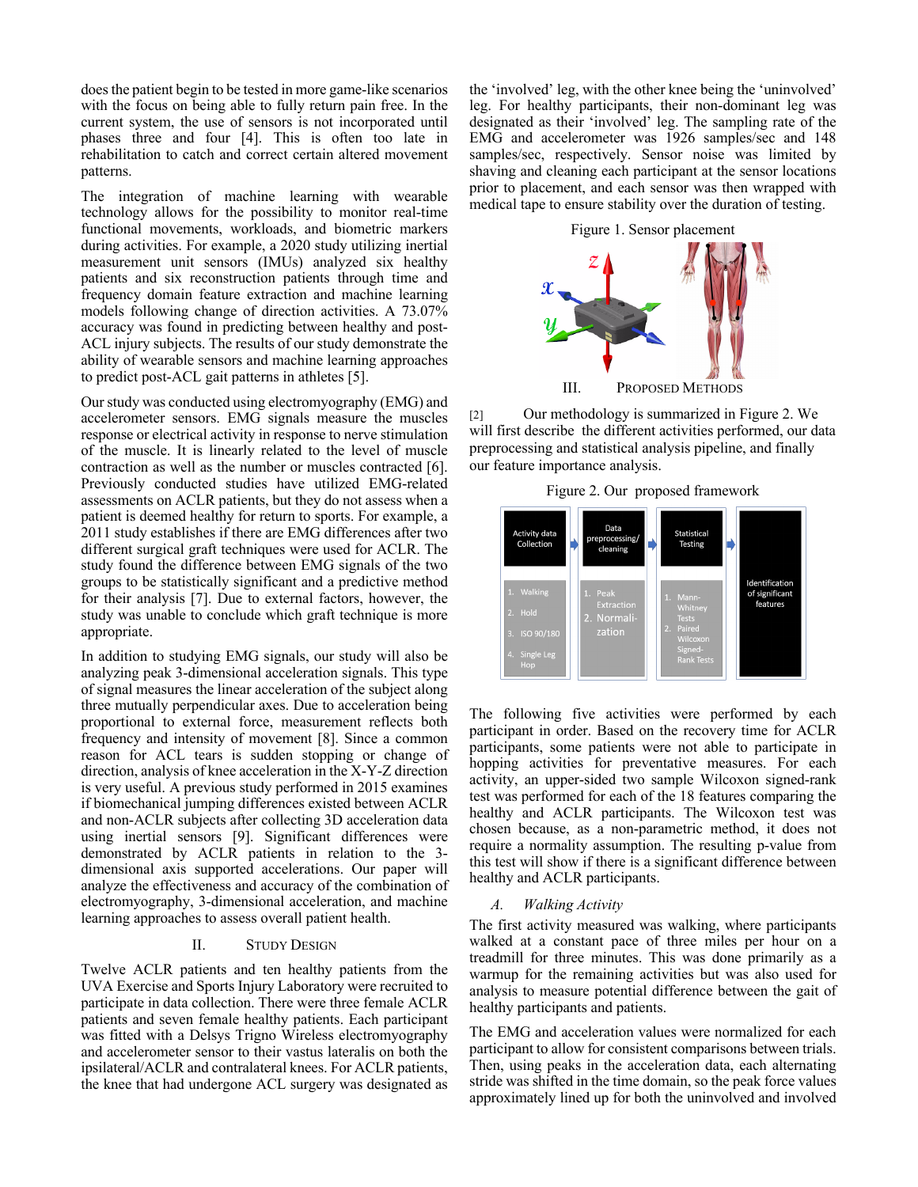does the patient begin to be tested in more game-like scenarios with the focus on being able to fully return pain free. In the current system, the use of sensors is not incorporated until phases three and four [4]. This is often too late in rehabilitation to catch and correct certain altered movement patterns.

The integration of machine learning with wearable technology allows for the possibility to monitor real-time functional movements, workloads, and biometric markers during activities. For example, a 2020 study utilizing inertial measurement unit sensors (IMUs) analyzed six healthy patients and six reconstruction patients through time and frequency domain feature extraction and machine learning models following change of direction activities. A 73.07% accuracy was found in predicting between healthy and post-ACL injury subjects. The results of our study demonstrate the ability of wearable sensors and machine learning approaches to predict post-ACL gait patterns in athletes [5].

Our study was conducted using electromyography (EMG) and accelerometer sensors. EMG signals measure the muscles response or electrical activity in response to nerve stimulation of the muscle. It is linearly related to the level of muscle contraction as well as the number or muscles contracted [6]. Previously conducted studies have utilized EMG-related assessments on ACLR patients, but they do not assess when a patient is deemed healthy for return to sports. For example, a 2011 study establishes if there are EMG differences after two different surgical graft techniques were used for ACLR. The study found the difference between EMG signals of the two groups to be statistically significant and a predictive method for their analysis [7]. Due to external factors, however, the study was unable to conclude which graft technique is more appropriate.

In addition to studying EMG signals, our study will also be analyzing peak 3-dimensional acceleration signals. This type of signal measures the linear acceleration of the subject along three mutually perpendicular axes. Due to acceleration being proportional to external force, measurement reflects both frequency and intensity of movement [8]. Since a common reason for ACL tears is sudden stopping or change of direction, analysis of knee acceleration in the X-Y-Z direction is very useful. A previous study performed in 2015 examines if biomechanical jumping differences existed between ACLR and non-ACLR subjects after collecting 3D acceleration data using inertial sensors [9]. Significant differences were demonstrated by ACLR patients in relation to the 3-dimensional axis supported accelerations. Our paper will analyze the effectiveness and accuracy of the combination of electromyography, 3-dimensional acceleration, and machine learning approaches to assess overall patient health.

## II. Study Design

Twelve ACLR patients and ten healthy patients from the UVA Exercise and Sports Injury Laboratory were recruited to participate in data collection. There were three female ACLR patients and seven female healthy patients. Each participant was fitted with a Delsys Trigno Wireless electromyography and accelerometer sensor to their vastus lateralis on both the ipsilateral/ACLR and contralateral knees. For ACLR patients, the knee that had undergone ACL surgery was designated as the 'involved' leg, with the other knee being the 'uninvolved' leg. For healthy participants, their non-dominant leg was designated as their 'involved' leg. The sampling rate of the EMG and accelerometer was 1926 samples/sec and 148 samples/sec, respectively. Sensor noise was limited by shaving and cleaning each participant at the sensor locations prior to placement, and each sensor was then wrapped with medical tape to ensure stability over the duration of testing.

Figure 1. Sensor placement

## III. Proposed Methods

[2] Our methodology is summarized in Figure 2. We will first describe the different activities performed, our data preprocessing and statistical analysis pipeline, and finally our feature importance analysis.

Figure 2. Our proposed framework

The following five activities were performed by each participant in order. Based on the recovery time for ACLR participants, some patients were not able to participate in hopping activities for preventative measures. For each activity, an upper-sided two sample Wilcoxon signed-rank test was performed for each of the 18 features comparing the healthy and ACLR participants. The Wilcoxon test was chosen because, as a non-parametric method, it does not require a normality assumption. The resulting p-value from this test will show if there is a significant difference between healthy and ACLR participants.

### *A. Walking Activity*

The first activity measured was walking, where participants walked at a constant pace of three miles per hour on a treadmill for three minutes. This was done primarily as a warmup for the remaining activities but was also used for analysis to measure potential difference between the gait of healthy participants and patients.

The EMG and acceleration values were normalized for each participant to allow for consistent comparisons between trials. Then, using peaks in the acceleration data, each alternating stride was shifted in the time domain, so the peak force values approximately lined up for both the uninvolved and involved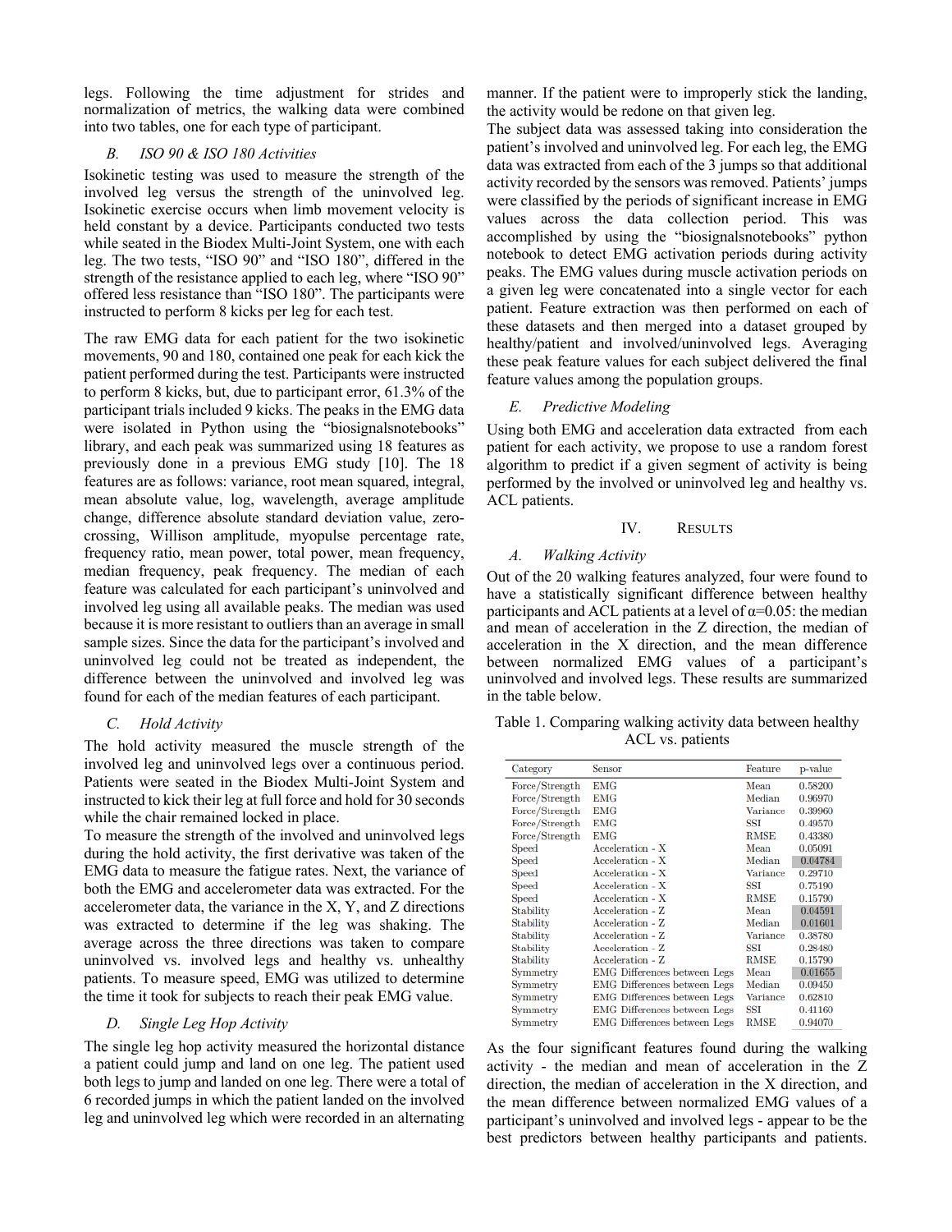legs. Following the time adjustment for strides and normalization of metrics, the walking data were combined into two tables, one for each type of participant.

### *B. ISO 90 & ISO 180 Activities*

Isokinetic testing was used to measure the strength of the involved leg versus the strength of the uninvolved leg. Isokinetic exercise occurs when limb movement velocity is held constant by a device. Participants conducted two tests while seated in the Biodex Multi-Joint System, one with each leg. The two tests, "ISO 90" and "ISO 180", differed in the strength of the resistance applied to each leg, where "ISO 90" offered less resistance than "ISO 180". The participants were instructed to perform 8 kicks per leg for each test.

The raw EMG data for each patient for the two isokinetic movements, 90 and 180, contained one peak for each kick the patient performed during the test. Participants were instructed to perform 8 kicks, but, due to participant error, 61.3% of the participant trials included 9 kicks. The peaks in the EMG data were isolated in Python using the "biosignalsnotebooks" library, and each peak was summarized using 18 features as previously done in a previous EMG study [10]. The 18 features are as follows: variance, root mean squared, integral, mean absolute value, log, wavelength, average amplitude change, difference absolute standard deviation value, zero-crossing, Willison amplitude, myopulse percentage rate, frequency ratio, mean power, total power, mean frequency, median frequency, peak frequency. The median of each feature was calculated for each participant's uninvolved and involved leg using all available peaks. The median was used because it is more resistant to outliers than an average in small sample sizes. Since the data for the participant's involved and uninvolved leg could not be treated as independent, the difference between the uninvolved and involved leg was found for each of the median features of each participant.

### *C. Hold Activity*

The hold activity measured the muscle strength of the involved leg and uninvolved legs over a continuous period. Patients were seated in the Biodex Multi-Joint System and instructed to kick their leg at full force and hold for 30 seconds while the chair remained locked in place.

To measure the strength of the involved and uninvolved legs during the hold activity, the first derivative was taken of the EMG data to measure the fatigue rates. Next, the variance of both the EMG and accelerometer data was extracted. For the accelerometer data, the variance in the X, Y, and Z directions was extracted to determine if the leg was shaking. The average across the three directions was taken to compare uninvolved vs. involved legs and healthy vs. unhealthy patients. To measure speed, EMG was utilized to determine the time it took for subjects to reach their peak EMG value.

### *D. Single Leg Hop Activity*

The single leg hop activity measured the horizontal distance a patient could jump and land on one leg. The patient used both legs to jump and landed on one leg. There were a total of 6 recorded jumps in which the patient landed on the involved leg and uninvolved leg which were recorded in an alternating manner. If the patient were to improperly stick the landing, the activity would be redone on that given leg.

The subject data was assessed taking into consideration the patient's involved and uninvolved leg. For each leg, the EMG data was extracted from each of the 3 jumps so that additional activity recorded by the sensors was removed. Patients' jumps were classified by the periods of significant increase in EMG values across the data collection period. This was accomplished by using the "biosignalsnotebooks" python notebook to detect EMG activation periods during activity peaks. The EMG values during muscle activation periods on a given leg were concatenated into a single vector for each patient. Feature extraction was then performed on each of these datasets and then merged into a dataset grouped by healthy/patient and involved/uninvolved legs. Averaging these peak feature values for each subject delivered the final feature values among the population groups.

### *E. Predictive Modeling*

Using both EMG and acceleration data extracted from each patient for each activity, we propose to use a random forest algorithm to predict if a given segment of activity is being performed by the involved or uninvolved leg and healthy vs. ACL patients.

## IV. Results

### *A. Walking Activity*

Out of the 20 walking features analyzed, four were found to have a statistically significant difference between healthy participants and ACL patients at a level of $\alpha$=0.05: the median and mean of acceleration in the Z direction, the median of acceleration in the X direction, and the mean difference between normalized EMG values of a participant's uninvolved and involved legs. These results are summarized in the table below.

Table 1. Comparing walking activity data between healthy ACL vs. patients

| Category | Sensor | Feature | p-value |
|---|---|---|---|
| Force/Strength | EMG | Mean | 0.58200 |
| Force/Strength | EMG | Median | 0.96970 |
| Force/Strength | EMG | Variance | 0.39960 |
| Force/Strength | EMG | SSI | 0.49570 |
| Force/Strength | EMG | RMSE | 0.43380 |
| Speed | Acceleration - X | Mean | 0.05091 |
| Speed | Acceleration - X | Median | 0.04784 |
| Speed | Acceleration - X | Variance | 0.29710 |
| Speed | Acceleration - X | SSI | 0.75190 |
| Speed | Acceleration - X | RMSE | 0.15790 |
| Stability | Acceleration - Z | Mean | 0.04591 |
| Stability | Acceleration - Z | Median | 0.01601 |
| Stability | Acceleration - Z | Variance | 0.38780 |
| Stability | Acceleration - Z | SSI | 0.28480 |
| Stability | Acceleration - Z | RMSE | 0.15790 |
| Symmetry | EMG Differences between Legs | Mean | 0.01655 |
| Symmetry | EMG Differences between Legs | Median | 0.09450 |
| Symmetry | EMG Differences between Legs | Variance | 0.62810 |
| Symmetry | EMG Differences between Legs | SSI | 0.41160 |
| Symmetry | EMG Differences between Legs | RMSE | 0.94070 |

As the four significant features found during the walking activity - the median and mean of acceleration in the Z direction, the median of acceleration in the X direction, and the mean difference between normalized EMG values of a participant's uninvolved and involved legs - appear to be the best predictors between healthy participants and patients.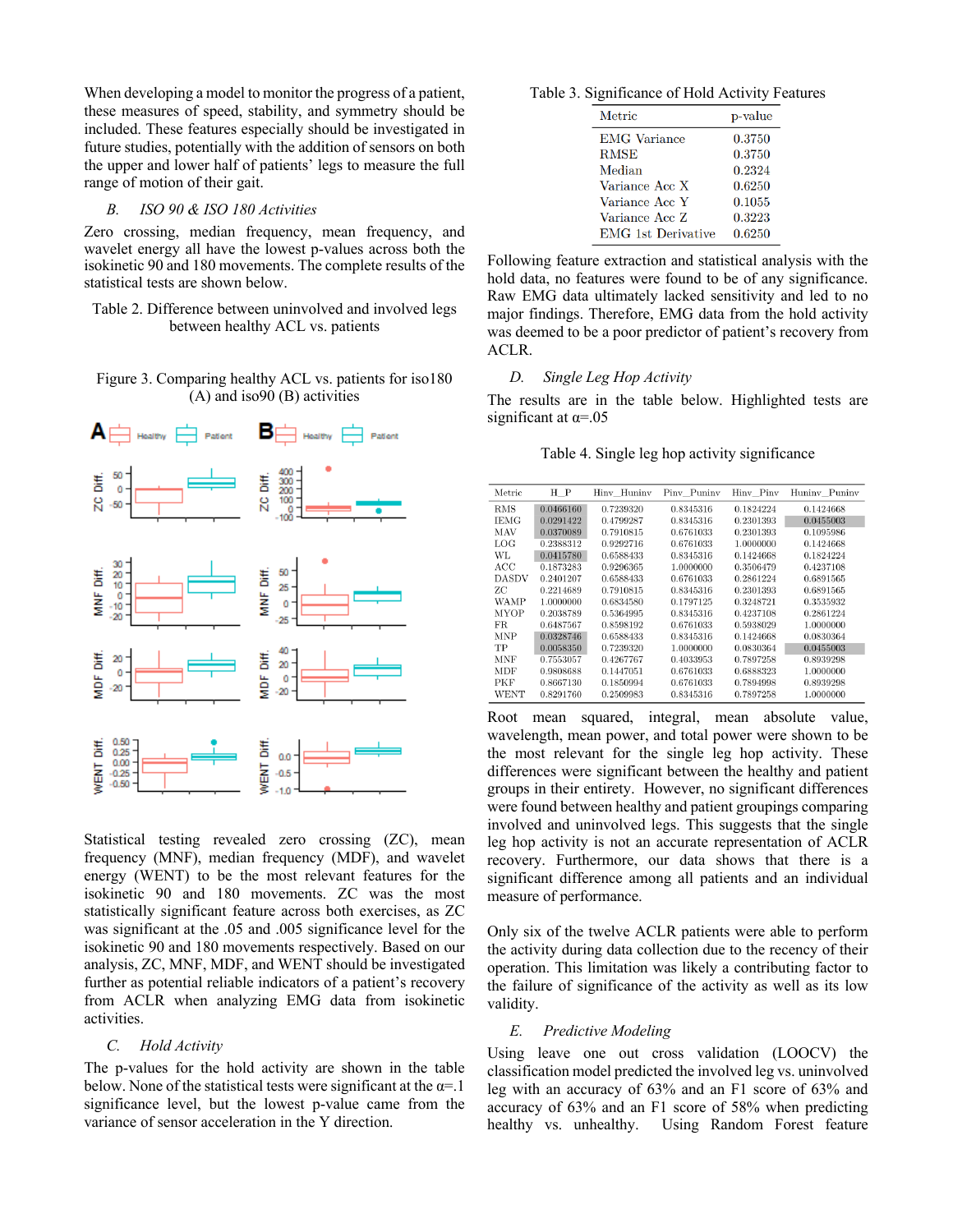When developing a model to monitor the progress of a patient, these measures of speed, stability, and symmetry should be included. These features especially should be investigated in future studies, potentially with the addition of sensors on both the upper and lower half of patients' legs to measure the full range of motion of their gait.

### B. *ISO 90 & ISO 180 Activities*

Zero crossing, median frequency, mean frequency, and wavelet energy all have the lowest p-values across both the isokinetic 90 and 180 movements. The complete results of the statistical tests are shown below.

Table 2. Difference between uninvolved and involved legs between healthy ACL vs. patients

Figure 3. Comparing healthy ACL vs. patients for iso180 (A) and iso90 (B) activities

Statistical testing revealed zero crossing (ZC), mean frequency (MNF), median frequency (MDF), and wavelet energy (WENT) to be the most relevant features for the isokinetic 90 and 180 movements. ZC was the most statistically significant feature across both exercises, as ZC was significant at the .05 and .005 significance level for the isokinetic 90 and 180 movements respectively. Based on our analysis, ZC, MNF, MDF, and WENT should be investigated further as potential reliable indicators of a patient's recovery from ACLR when analyzing EMG data from isokinetic activities.

### C. *Hold Activity*

The p-values for the hold activity are shown in the table below. None of the statistical tests were significant at the α=.1 significance level, but the lowest p-value came from the variance of sensor acceleration in the Y direction.

Table 3. Significance of Hold Activity Features

| Metric | p-value |
|---|---|
| EMG Variance | 0.3750 |
| RMSE | 0.3750 |
| Median | 0.2324 |
| Variance Acc X | 0.6250 |
| Variance Acc Y | 0.1055 |
| Variance Acc Z | 0.3223 |
| EMG 1st Derivative | 0.6250 |

Following feature extraction and statistical analysis with the hold data, no features were found to be of any significance. Raw EMG data ultimately lacked sensitivity and led to no major findings. Therefore, EMG data from the hold activity was deemed to be a poor predictor of patient's recovery from ACLR.

### D. *Single Leg Hop Activity*

The results are in the table below. Highlighted tests are significant at α=.05

Table 4. Single leg hop activity significance

| Metric | H_P | Hinv_Huninv | Pinv_Puninv | Hinv_Pinv | Huninv_Puninv |
|---|---|---|---|---|---|
| RMS | 0.0466160 | 0.7239320 | 0.8345316 | 0.1824224 | 0.1424668 |
| IEMG | 0.0291422 | 0.4799287 | 0.8345316 | 0.2301393 | 0.0455003 |
| MAV | 0.0370089 | 0.7910815 | 0.6761033 | 0.2301393 | 0.1095986 |
| LOG | 0.2388312 | 0.9292716 | 0.6761033 | 1.0000000 | 0.1424668 |
| WL | 0.0415780 | 0.6588433 | 0.8345316 | 0.1424668 | 0.1824224 |
| ACC | 0.1873283 | 0.9296365 | 1.0000000 | 0.3506479 | 0.4237108 |
| DASDV | 0.2401207 | 0.6588433 | 0.6761033 | 0.2861224 | 0.6891565 |
| ZC | 0.2214689 | 0.7910815 | 0.8345316 | 0.2301393 | 0.6891565 |
| WAMP | 1.0000000 | 0.6834580 | 0.1797125 | 0.3248721 | 0.3535932 |
| MYOP | 0.2038789 | 0.5364995 | 0.8345316 | 0.4237108 | 0.2861224 |
| FR | 0.6487567 | 0.8598192 | 0.6761033 | 0.5938029 | 1.0000000 |
| MNP | 0.0328746 | 0.6588433 | 0.8345316 | 0.1424668 | 0.0830364 |
| TP | 0.0058350 | 0.7239320 | 1.0000000 | 0.0830364 | 0.0455003 |
| MNF | 0.7553057 | 0.4267767 | 0.4033953 | 0.7897258 | 0.8939298 |
| MDF | 0.9808688 | 0.1447051 | 0.6761033 | 0.6888323 | 1.0000000 |
| PKF | 0.8667130 | 0.1850994 | 0.6761033 | 0.7894998 | 0.8939298 |
| WENT | 0.8291760 | 0.2509983 | 0.8345316 | 0.7897258 | 1.0000000 |

Root mean squared, integral, mean absolute value, wavelength, mean power, and total power were shown to be the most relevant for the single leg hop activity. These differences were significant between the healthy and patient groups in their entirety. However, no significant differences were found between healthy and patient groupings comparing involved and uninvolved legs. This suggests that the single leg hop activity is not an accurate representation of ACLR recovery. Furthermore, our data shows that there is a significant difference among all patients and an individual measure of performance.

Only six of the twelve ACLR patients were able to perform the activity during data collection due to the recency of their operation. This limitation was likely a contributing factor to the failure of significance of the activity as well as its low validity.

### E. *Predictive Modeling*

Using leave one out cross validation (LOOCV) the classification model predicted the involved leg vs. uninvolved leg with an accuracy of 63% and an F1 score of 63% and accuracy of 63% and an F1 score of 58% when predicting healthy vs. unhealthy. Using Random Forest feature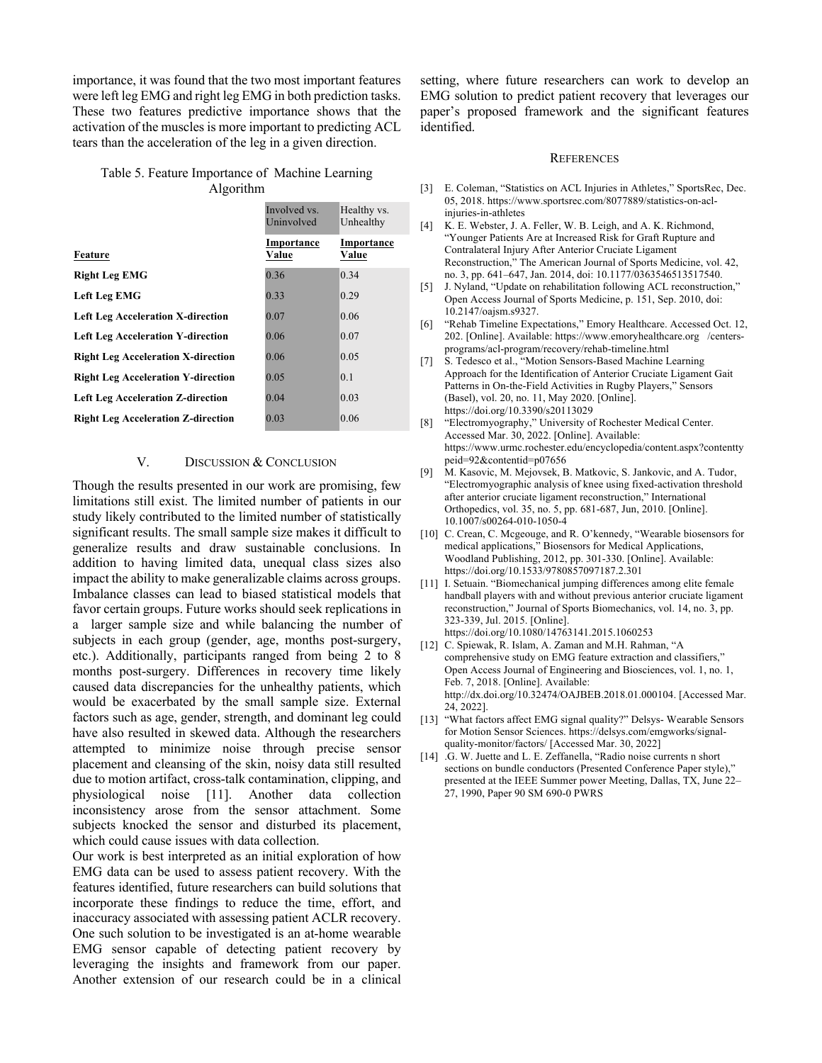importance, it was found that the two most important features were left leg EMG and right leg EMG in both prediction tasks. These two features predictive importance shows that the activation of the muscles is more important to predicting ACL tears than the acceleration of the leg in a given direction.

Table 5. Feature Importance of Machine Learning Algorithm

| | Involved vs. Uninvolved | Healthy vs. Unhealthy |
|---|---|---|
| **Feature** | **Importance Value** | **Importance Value** |
| **Right Leg EMG** | 0.36 | 0.34 |
| **Left Leg EMG** | 0.33 | 0.29 |
| **Left Leg Acceleration X-direction** | 0.07 | 0.06 |
| **Left Leg Acceleration Y-direction** | 0.06 | 0.07 |
| **Right Leg Acceleration X-direction** | 0.06 | 0.05 |
| **Right Leg Acceleration Y-direction** | 0.05 | 0.1 |
| **Left Leg Acceleration Z-direction** | 0.04 | 0.03 |
| **Right Leg Acceleration Z-direction** | 0.03 | 0.06 |

## V. Discussion & Conclusion

Though the results presented in our work are promising, few limitations still exist. The limited number of patients in our study likely contributed to the limited number of statistically significant results. The small sample size makes it difficult to generalize results and draw sustainable conclusions. In addition to having limited data, unequal class sizes also impact the ability to make generalizable claims across groups. Imbalance classes can lead to biased statistical models that favor certain groups. Future works should seek replications in a larger sample size and while balancing the number of subjects in each group (gender, age, months post-surgery, etc.). Additionally, participants ranged from being 2 to 8 months post-surgery. Differences in recovery time likely caused data discrepancies for the unhealthy patients, which would be exacerbated by the small sample size. External factors such as age, gender, strength, and dominant leg could have also resulted in skewed data. Although the researchers attempted to minimize noise through precise sensor placement and cleansing of the skin, noisy data still resulted due to motion artifact, cross-talk contamination, clipping, and physiological noise [11]. Another data collection inconsistency arose from the sensor attachment. Some subjects knocked the sensor and disturbed its placement, which could cause issues with data collection.

Our work is best interpreted as an initial exploration of how EMG data can be used to assess patient recovery. With the features identified, future researchers can build solutions that incorporate these findings to reduce the time, effort, and inaccuracy associated with assessing patient ACLR recovery. One such solution to be investigated is an at-home wearable EMG sensor capable of detecting patient recovery by leveraging the insights and framework from our paper. Another extension of our research could be in a clinical setting, where future researchers can work to develop an EMG solution to predict patient recovery that leverages our paper's proposed framework and the significant features identified.

## References

[3] E. Coleman, "Statistics on ACL Injuries in Athletes," SportsRec, Dec. 05, 2018. https://www.sportsrec.com/8077889/statistics-on-acl-injuries-in-athletes

[4] K. E. Webster, J. A. Feller, W. B. Leigh, and A. K. Richmond, "Younger Patients Are at Increased Risk for Graft Rupture and Contralateral Injury After Anterior Cruciate Ligament Reconstruction," The American Journal of Sports Medicine, vol. 42, no. 3, pp. 641–647, Jan. 2014, doi: 10.1177/0363546513517540.

[5] J. Nyland, "Update on rehabilitation following ACL reconstruction," Open Access Journal of Sports Medicine, p. 151, Sep. 2010, doi: 10.2147/oajsm.s9327.

[6] "Rehab Timeline Expectations," Emory Healthcare. Accessed Oct. 12, 202. [Online]. Available: https://www.emoryhealthcare.org /centers-programs/acl-program/recovery/rehab-timeline.html

[7] S. Tedesco et al., "Motion Sensors-Based Machine Learning Approach for the Identification of Anterior Cruciate Ligament Gait Patterns in On-the-Field Activities in Rugby Players," Sensors (Basel), vol. 20, no. 11, May 2020. [Online]. https://doi.org/10.3390/s20113029

[8] "Electromyography," University of Rochester Medical Center. Accessed Mar. 30, 2022. [Online]. Available: https://www.urmc.rochester.edu/encyclopedia/content.aspx?contenttypeid=92&contentid=p07656

[9] M. Kasovic, M. Mejovsek, B. Matkovic, S. Jankovic, and A. Tudor, "Electromyographic analysis of knee using fixed-activation threshold after anterior cruciate ligament reconstruction," International Orthopedics, vol. 35, no. 5, pp. 681-687, Jun, 2010. [Online]. 10.1007/s00264-010-1050-4

[10] C. Crean, C. Mcgeouge, and R. O'kennedy, "Wearable biosensors for medical applications," Biosensors for Medical Applications, Woodland Publishing, 2012, ps. 301-330. [Online]. Available: https://doi.org/10.1533/9780857097187.2.301

[11] I. Setuain. "Biomechanical jumping differences among elite female handball players with and without previous anterior cruciate ligament reconstruction," Journal of Sports Biomechanics, vol. 14, no. 3, pp. 323-339, Jul. 2015. [Online]. https://doi.org/10.1080/14763141.2015.1060253

[12] C. Spiewak, R. Islam, A. Zaman and M.H. Rahman, "A comprehensive study on EMG feature extraction and classifiers," Open Access Journal of Engineering and Biosciences, vol. 1, no. 1, Feb. 7, 2018. [Online]. Available: http://dx.doi.org/10.32474/OAJBEB.2018.01.000104. [Accessed Mar. 24, 2022].

[13] "What factors affect EMG signal quality?" Delsys- Wearable Sensors for Motion Sensor Sciences. https://delsys.com/emgworks/signal-quality-monitor/factors/ [Accessed Mar. 30, 2022]

[14] .G. W. Juette and L. E. Zeffanella, "Radio noise currents n short sections on bundle conductors (Presented Conference Paper style)," presented at the IEEE Summer power Meeting, Dallas, TX, June 22–27, 1990, Paper 90 SM 690-0 PWRS